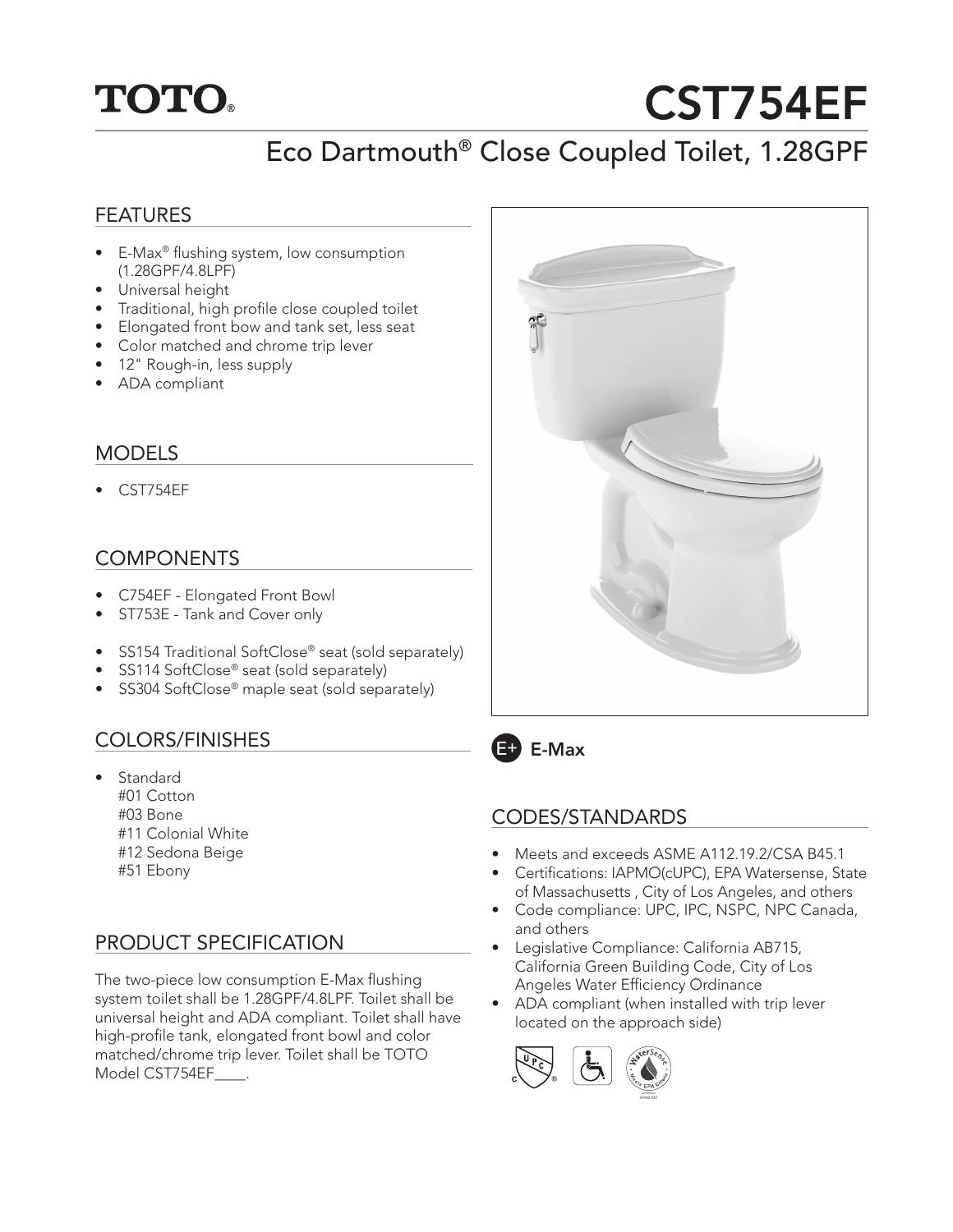# TOTO®

# CST754EF

## Eco Dartmouth® Close Coupled Toilet, 1.28GPF

### FEATURES

- E-Max® flushing system, low consumption (1.28GPF/4.8LPF)
- Universal height
- Traditional, high profile close coupled toilet
- Elongated front bow and tank set, less seat
- Color matched and chrome trip lever
- 12" Rough-in, less supply
- ADA compliant

### MODELS

- CST754EF

### COMPONENTS

- C754EF - Elongated Front Bowl
- ST753E - Tank and Cover only

- SS154 Traditional SoftClose® seat (sold separately)
- SS114 SoftClose® seat (sold separately)
- SS304 SoftClose® maple seat (sold separately)

### COLORS/FINISHES

- Standard
  #01 Cotton
  #03 Bone
  #11 Colonial White
  #12 Sedona Beige
  #51 Ebony

### PRODUCT SPECIFICATION

The two-piece low consumption E-Max flushing system toilet shall be 1.28GPF/4.8LPF. Toilet shall be universal height and ADA compliant. Toilet shall have high-profile tank, elongated front bowl and color matched/chrome trip lever. Toilet shall be TOTO Model CST754EF____.

**E+ E-Max**

### CODES/STANDARDS

- Meets and exceeds ASME A112.19.2/CSA B45.1
- Certifications: IAPMO(cUPC), EPA Watersense, State of Massachusetts , City of Los Angeles, and others
- Code compliance: UPC, IPC, NSPC, NPC Canada, and others
- Legislative Compliance: California AB715, California Green Building Code, City of Los Angeles Water Efficiency Ordinance
- ADA compliant (when installed with trip lever located on the approach side)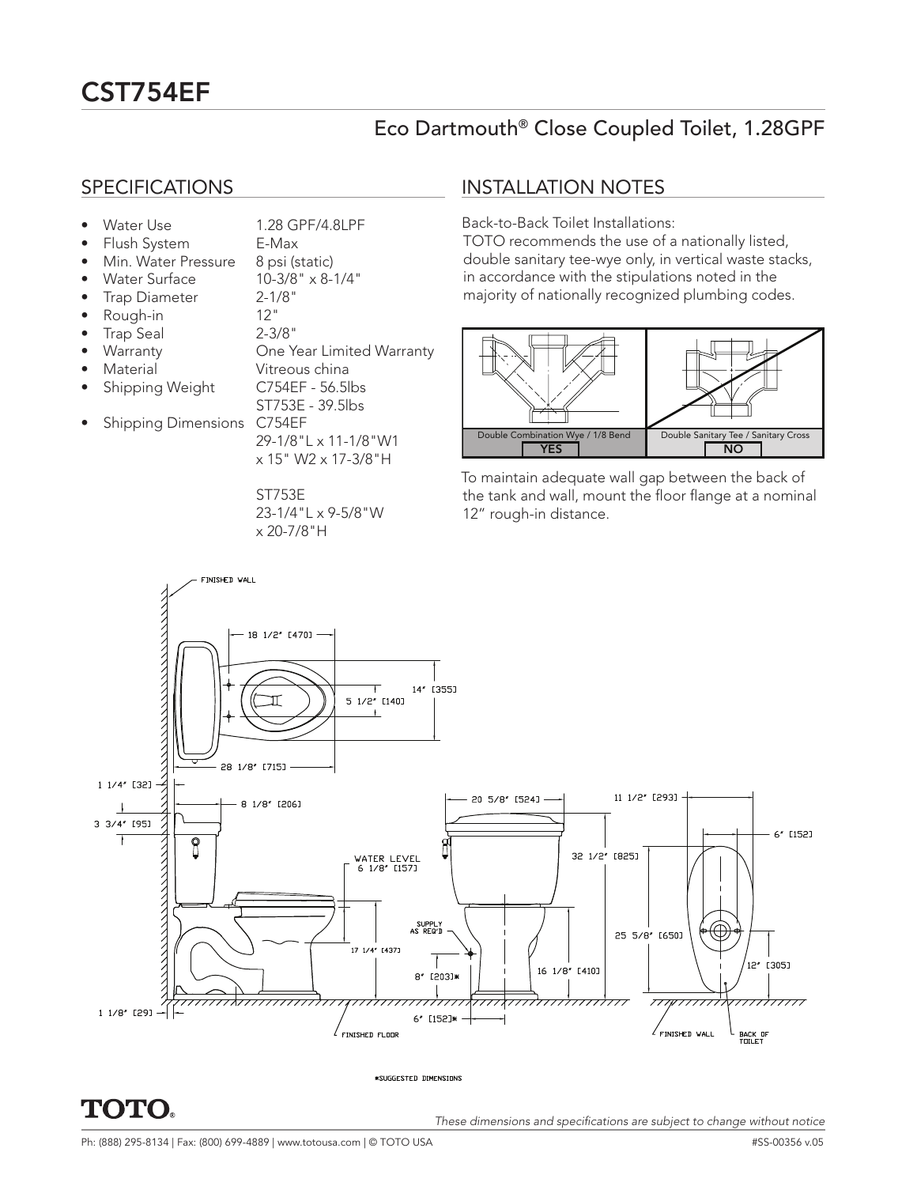# CST754EF

## Eco Dartmouth® Close Coupled Toilet, 1.28GPF

## SPECIFICATIONS

- Water Use 1.28 GPF/4.8LPF
- Flush System E-Max
- Min. Water Pressure 8 psi (static)
- Water Surface 10-3/8" x 8-1/4"
- Trap Diameter 2-1/8"
- Rough-in 12"
- Trap Seal 2-3/8"
- Warranty One Year Limited Warranty
- Material Vitreous china
- Shipping Weight C754EF - 56.5lbs
  ST753E - 39.5lbs
- Shipping Dimensions C754EF
  29-1/8"L x 11-1/8"W1 x 15" W2 x 17-3/8"H

  ST753E
  23-1/4"L x 9-5/8"W x 20-7/8"H

## INSTALLATION NOTES

Back-to-Back Toilet Installations:
TOTO recommends the use of a nationally listed, double sanitary tee-wye only, in vertical waste stacks, in accordance with the stipulations noted in the majority of nationally recognized plumbing codes.

Double Combination Wye / 1/8 Bend
YES

Double Sanitary Tee / Sanitary Cross
NO

To maintain adequate wall gap between the back of the tank and wall, mount the floor flange at a nominal 12" rough-in distance.

FINISHED WALL
18 1/2" [470]
14" [355]
5 1/2" [140]
28 1/8" [715]
1 1/4" [32]
8 1/8" [206]
3 3/4" [95]
WATER LEVEL
6 1/8" [157]
17 1/4" [437]
SUPPLY AS REQ'D
8" [203]*
6" [152]*
1 1/8" [29]
FINISHED FLOOR
20 5/8" [524]
32 1/2" [825]
16 1/8" [410]
11 1/2" [293]
6" [152]
25 5/8" [650]
12" [305]
FINISHED WALL
BACK OF TOILET

*SUGGESTED DIMENSIONS

*These dimensions and specifications are subject to change without notice*

Ph: (888) 295-8134 | Fax: (800) 699-4889 | www.totousa.com | © TOTO USA

#SS-00356 v.05